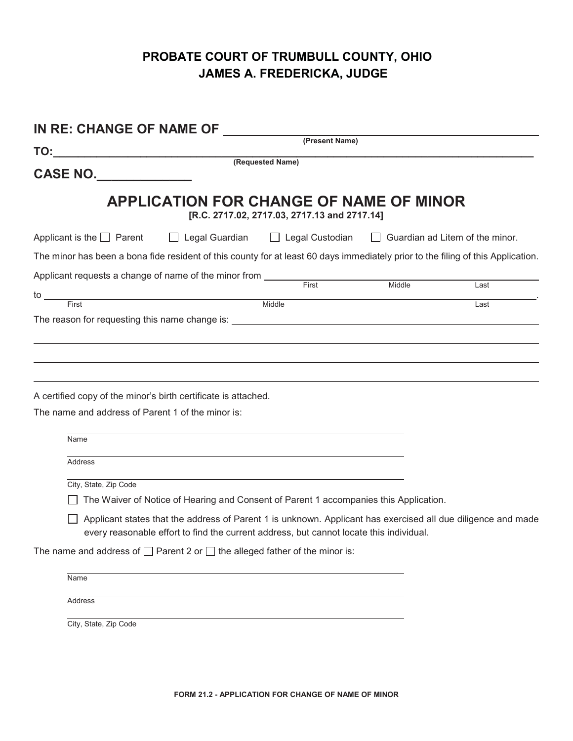# PROBATE COURT OF TRUMBULL COUNTY, OHIO
## JAMES A. FREDERICKA, JUDGE

**IN RE: CHANGE OF NAME OF** ______________________________________________
(Present Name)

**TO:**________________________________________________________________________
(Requested Name)

**CASE NO.**_____________

## APPLICATION FOR CHANGE OF NAME OF MINOR

**[R.C. 2717.02, 2717.03, 2717.13 and 2717.14]**

Applicant is the ☐ Parent ☐ Legal Guardian ☐ Legal Custodian ☐ Guardian ad Litem of the minor.

The minor has been a bona fide resident of this county for at least 60 days immediately prior to the filing of this Application.

Applicant requests a change of name of the minor from ______________________________________
First Middle Last

to ____________________________________________________________________________.
First Middle Last

The reason for requesting this name change is: ______________________________________

________________________________________________________________________________

________________________________________________________________________________

________________________________________________________________________________

A certified copy of the minor's birth certificate is attached.

The name and address of Parent 1 of the minor is:

________________________________________
Name

________________________________________
Address

________________________________________
City, State, Zip Code

☐ The Waiver of Notice of Hearing and Consent of Parent 1 accompanies this Application.

☐ Applicant states that the address of Parent 1 is unknown. Applicant has exercised all due diligence and made every reasonable effort to find the current address, but cannot locate this individual.

The name and address of ☐ Parent 2 or ☐ the alleged father of the minor is:

________________________________________
Name

________________________________________
Address

________________________________________
City, State, Zip Code

FORM 21.2 - APPLICATION FOR CHANGE OF NAME OF MINOR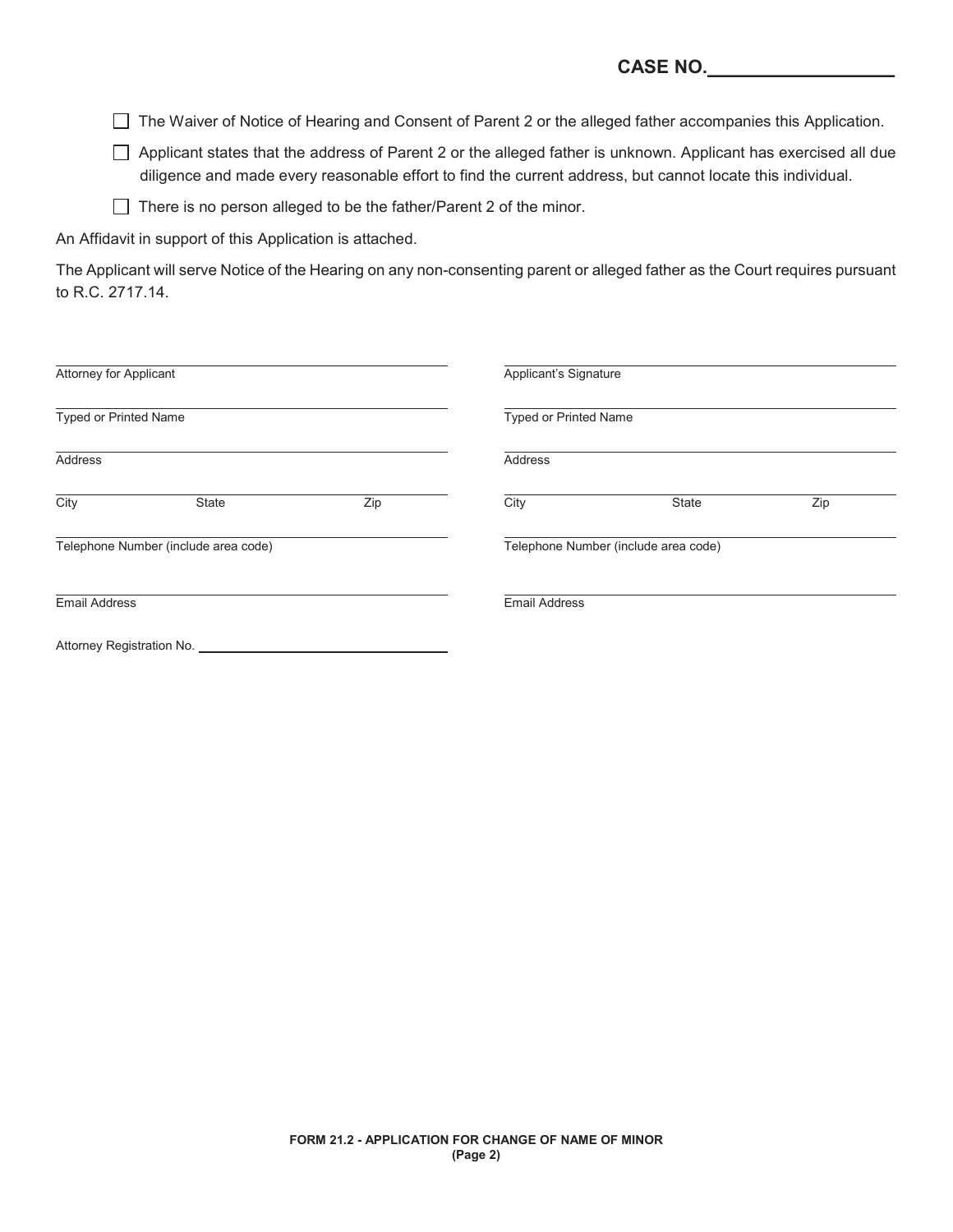**CASE NO.\_\_\_\_\_\_\_\_\_\_\_\_\_\_\_\_\_\_**

- ☐ The Waiver of Notice of Hearing and Consent of Parent 2 or the alleged father accompanies this Application.
- ☐ Applicant states that the address of Parent 2 or the alleged father is unknown. Applicant has exercised all due diligence and made every reasonable effort to find the current address, but cannot locate this individual.
- ☐ There is no person alleged to be the father/Parent 2 of the minor.

An Affidavit in support of this Application is attached.

The Applicant will serve Notice of the Hearing on any non-consenting parent or alleged father as the Court requires pursuant to R.C. 2717.14.

| | |
|---|---|
| \_\_\_\_\_\_\_\_\_\_\_\_\_\_\_\_\_\_\_\_\_\_\_\_\_\_\_\_\_\_\_\_ | \_\_\_\_\_\_\_\_\_\_\_\_\_\_\_\_\_\_\_\_\_\_\_\_\_\_\_\_\_\_\_\_ |
| Attorney for Applicant | Applicant's Signature |
| \_\_\_\_\_\_\_\_\_\_\_\_\_\_\_\_\_\_\_\_\_\_\_\_\_\_\_\_\_\_\_\_ | \_\_\_\_\_\_\_\_\_\_\_\_\_\_\_\_\_\_\_\_\_\_\_\_\_\_\_\_\_\_\_\_ |
| Typed or Printed Name | Typed or Printed Name |
| \_\_\_\_\_\_\_\_\_\_\_\_\_\_\_\_\_\_\_\_\_\_\_\_\_\_\_\_\_\_\_\_ | \_\_\_\_\_\_\_\_\_\_\_\_\_\_\_\_\_\_\_\_\_\_\_\_\_\_\_\_\_\_\_\_ |
| Address | Address |
| \_\_\_\_\_\_\_\_\_\_\_\_\_\_\_\_\_\_\_\_\_\_\_\_\_\_\_\_\_\_\_\_ | \_\_\_\_\_\_\_\_\_\_\_\_\_\_\_\_\_\_\_\_\_\_\_\_\_\_\_\_\_\_\_\_ |
| City State Zip | City State Zip |
| \_\_\_\_\_\_\_\_\_\_\_\_\_\_\_\_\_\_\_\_\_\_\_\_\_\_\_\_\_\_\_\_ | \_\_\_\_\_\_\_\_\_\_\_\_\_\_\_\_\_\_\_\_\_\_\_\_\_\_\_\_\_\_\_\_ |
| Telephone Number (include area code) | Telephone Number (include area code) |
| \_\_\_\_\_\_\_\_\_\_\_\_\_\_\_\_\_\_\_\_\_\_\_\_\_\_\_\_\_\_\_\_ | \_\_\_\_\_\_\_\_\_\_\_\_\_\_\_\_\_\_\_\_\_\_\_\_\_\_\_\_\_\_\_\_ |
| Email Address | Email Address |
| Attorney Registration No. \_\_\_\_\_\_\_\_\_\_\_\_\_\_\_\_\_\_\_\_ | |

**FORM 21.2 - APPLICATION FOR CHANGE OF NAME OF MINOR**
**(Page 2)**